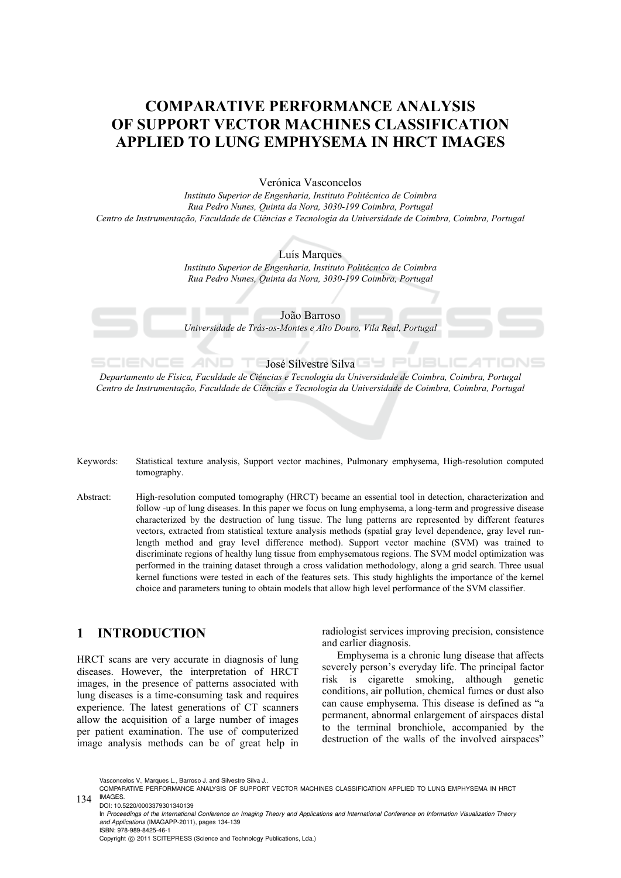# COMPARATIVE PERFORMANCE ANALYSIS OF SUPPORT VECTOR MACHINES CLASSIFICATION APPLIED TO LUNG EMPHYSEMA IN HRCT IMAGES

Verónica Vasconcelos

*Instituto Superior de Engenharia, Instituto Politécnico de Coimbra*
*Rua Pedro Nunes, Quinta da Nora, 3030-199 Coimbra, Portugal*
*Centro de Instrumentação, Faculdade de Ciências e Tecnologia da Universidade de Coimbra, Coimbra, Portugal*

Luís Marques

*Instituto Superior de Engenharia, Instituto Politécnico de Coimbra*
*Rua Pedro Nunes, Quinta da Nora, 3030-199 Coimbra, Portugal*

João Barroso

*Universidade de Trás-os-Montes e Alto Douro, Vila Real, Portugal*

José Silvestre Silva

*Departamento de Física, Faculdade de Ciências e Tecnologia da Universidade de Coimbra, Coimbra, Portugal*
*Centro de Instrumentação, Faculdade de Ciências e Tecnologia da Universidade de Coimbra, Coimbra, Portugal*

Keywords: Statistical texture analysis, Support vector machines, Pulmonary emphysema, High-resolution computed tomography.

Abstract: High-resolution computed tomography (HRCT) became an essential tool in detection, characterization and follow -up of lung diseases. In this paper we focus on lung emphysema, a long-term and progressive disease characterized by the destruction of lung tissue. The lung patterns are represented by different features vectors, extracted from statistical texture analysis methods (spatial gray level dependence, gray level run-length method and gray level difference method). Support vector machine (SVM) was trained to discriminate regions of healthy lung tissue from emphysematous regions. The SVM model optimization was performed in the training dataset through a cross validation methodology, along a grid search. Three usual kernel functions were tested in each of the features sets. This study highlights the importance of the kernel choice and parameters tuning to obtain models that allow high level performance of the SVM classifier.

## 1 INTRODUCTION

HRCT scans are very accurate in diagnosis of lung diseases. However, the interpretation of HRCT images, in the presence of patterns associated with lung diseases is a time-consuming task and requires experience. The latest generations of CT scanners allow the acquisition of a large number of images per patient examination. The use of computerized image analysis methods can be of great help in radiologist services improving precision, consistence and earlier diagnosis.

Emphysema is a chronic lung disease that affects severely person's everyday life. The principal factor risk is cigarette smoking, although genetic conditions, air pollution, chemical fumes or dust also can cause emphysema. This disease is defined as "a permanent, abnormal enlargement of airspaces distal to the terminal bronchiole, accompanied by the destruction of the walls of the involved airspaces"

Vasconcelos V., Marques L., Barroso J. and Silvestre Silva J..
COMPARATIVE PERFORMANCE ANALYSIS OF SUPPORT VECTOR MACHINES CLASSIFICATION APPLIED TO LUNG EMPHYSEMA IN HRCT IMAGES.
DOI: 10.5220/0003379301340139
In *Proceedings of the International Conference on Imaging Theory and Applications and International Conference on Information Visualization Theory and Applications* (IMAGAPP-2011), pages 134-139
ISBN: 978-989-8425-46-1
Copyright © 2011 SCITEPRESS (Science and Technology Publications, Lda.)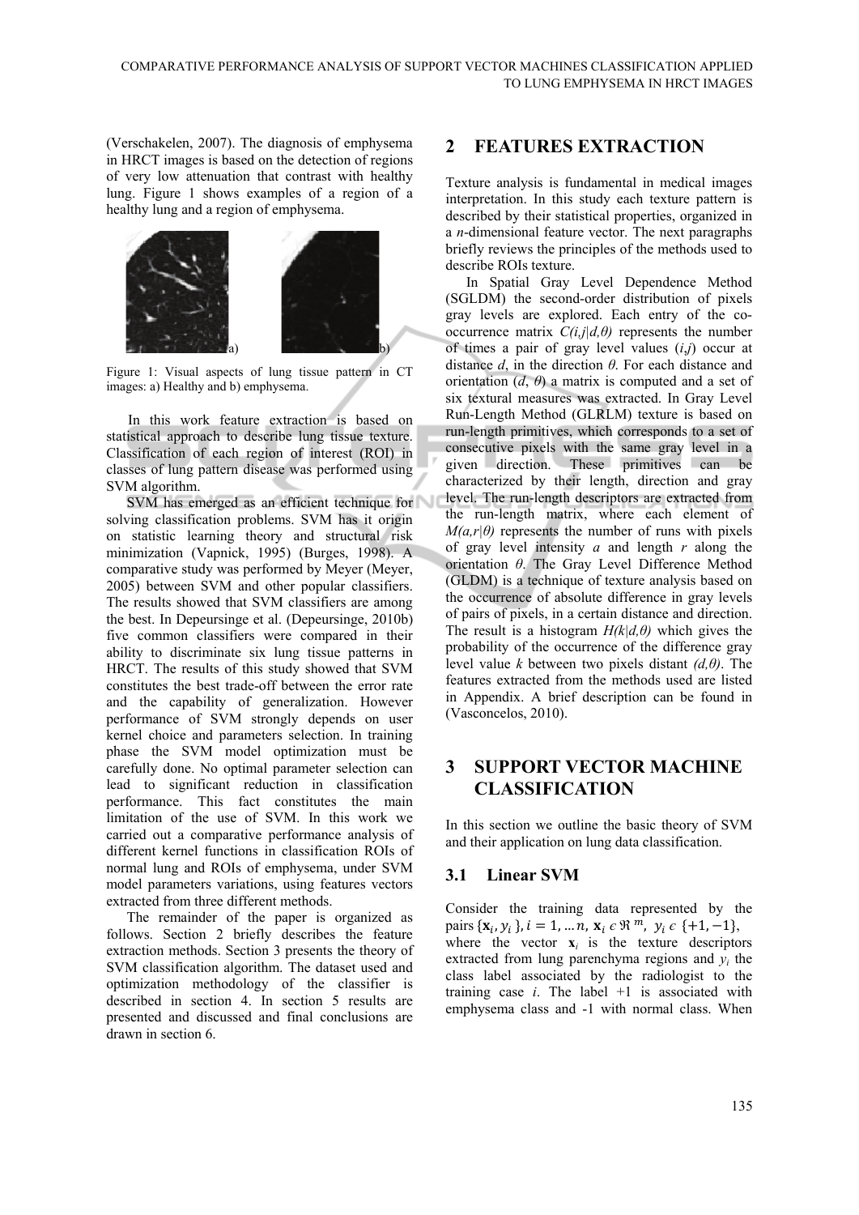(Verschakelen, 2007). The diagnosis of emphysema in HRCT images is based on the detection of regions of very low attenuation that contrast with healthy lung. Figure 1 shows examples of a region of a healthy lung and a region of emphysema.

a) b)

Figure 1: Visual aspects of lung tissue pattern in CT images: a) Healthy and b) emphysema.

In this work feature extraction is based on statistical approach to describe lung tissue texture. Classification of each region of interest (ROI) in classes of lung pattern disease was performed using SVM algorithm.

SVM has emerged as an efficient technique for solving classification problems. SVM has it origin on statistic learning theory and structural risk minimization (Vapnick, 1995) (Burges, 1998). A comparative study was performed by Meyer (Meyer, 2005) between SVM and other popular classifiers. The results showed that SVM classifiers are among the best. In Depeursinge et al. (Depeursinge, 2010b) five common classifiers were compared in their ability to discriminate six lung tissue patterns in HRCT. The results of this study showed that SVM constitutes the best trade-off between the error rate and the capability of generalization. However performance of SVM strongly depends on user kernel choice and parameters selection. In training phase the SVM model optimization must be carefully done. No optimal parameter selection can lead to significant reduction in classification performance. This fact constitutes the main limitation of the use of SVM. In this work we carried out a comparative performance analysis of different kernel functions in classification ROIs of normal lung and ROIs of emphysema, under SVM model parameters variations, using features vectors extracted from three different methods.

The remainder of the paper is organized as follows. Section 2 briefly describes the feature extraction methods. Section 3 presents the theory of SVM classification algorithm. The dataset used and optimization methodology of the classifier is described in section 4. In section 5 results are presented and discussed and final conclusions are drawn in section 6.

## 2 FEATURES EXTRACTION

Texture analysis is fundamental in medical images interpretation. In this study each texture pattern is described by their statistical properties, organized in a *n*-dimensional feature vector. The next paragraphs briefly reviews the principles of the methods used to describe ROIs texture.

In Spatial Gray Level Dependence Method (SGLDM) the second-order distribution of pixels gray levels are explored. Each entry of the co-occurrence matrix $C(i,j|d,\theta)$ represents the number of times a pair of gray level values $(i,j)$ occur at distance $d$, in the direction $\theta$. For each distance and orientation $(d, \theta)$ a matrix is computed and a set of six textural measures was extracted. In Gray Level Run-Length Method (GLRLM) texture is based on run-length primitives, which corresponds to a set of consecutive pixels with the same gray level in a given direction. These primitives can be characterized by their length, direction and gray level. The run-length descriptors are extracted from the run-length matrix, where each element of $M(a,r|\theta)$ represents the number of runs with pixels of gray level intensity $a$ and length $r$ along the orientation $\theta$. The Gray Level Difference Method (GLDM) is a technique of texture analysis based on the occurrence of absolute difference in gray levels of pairs of pixels, in a certain distance and direction. The result is a histogram $H(k|d,\theta)$ which gives the probability of the occurrence of the difference gray level value $k$ between two pixels distant $(d,\theta)$. The features extracted from the methods used are listed in Appendix. A brief description can be found in (Vasconcelos, 2010).

## 3 SUPPORT VECTOR MACHINE CLASSIFICATION

In this section we outline the basic theory of SVM and their application on lung data classification.

### 3.1 Linear SVM

Consider the training data represented by the pairs $\{\mathbf{x}_i, y_i\}, i = 1, \dots n,\ \mathbf{x}_i \in \Re^{m},\ y_i \in \{+1, -1\}$, where the vector $\mathbf{x}_i$ is the texture descriptors extracted from lung parenchyma regions and $y_i$ the class label associated by the radiologist to the training case $i$. The label +1 is associated with emphysema class and -1 with normal class. When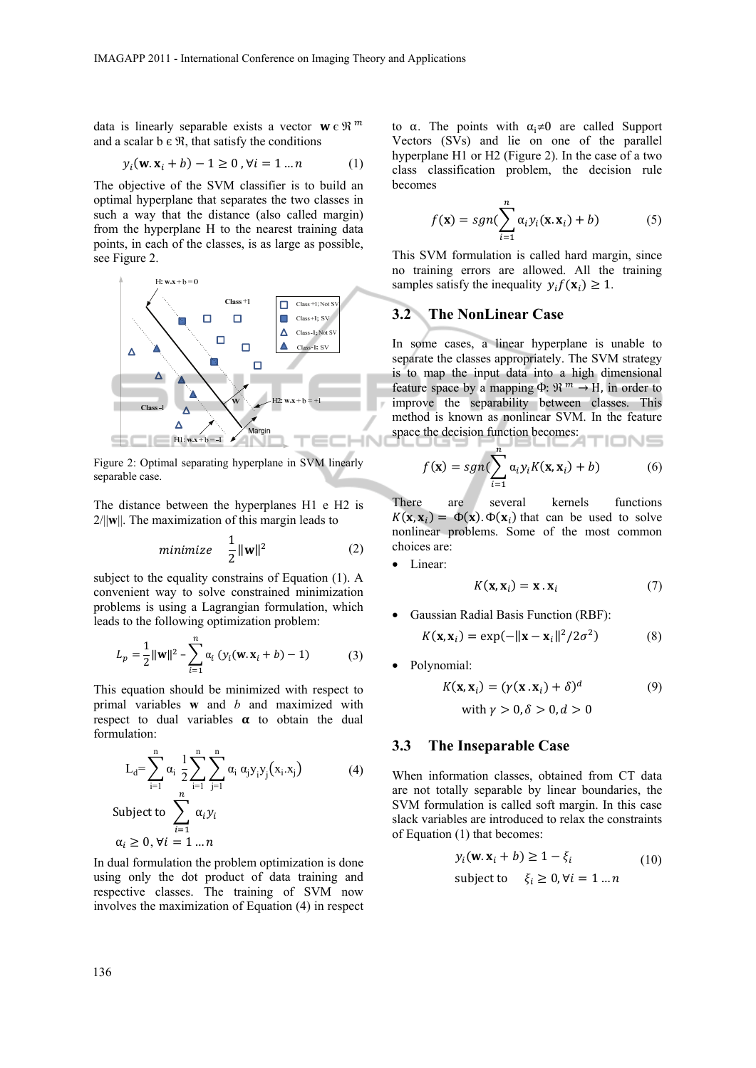data is linearly separable exists a vector $\mathbf{w} \in \Re^m$ and a scalar b ϵ ℜ, that satisfy the conditions

$$y_i(\mathbf{w}.\mathbf{x}_i + b) - 1 \geq 0 \;, \forall i = 1 \dots n \tag{1}$$

The objective of the SVM classifier is to build an optimal hyperplane that separates the two classes in such a way that the distance (also called margin) from the hyperplane H to the nearest training data points, in each of the classes, is as large as possible, see Figure 2.

Figure 2: Optimal separating hyperplane in SVM linearly separable case.

The distance between the hyperplanes H1 e H2 is 2/||**w**||. The maximization of this margin leads to

$$minimize \quad \frac{1}{2}\|\mathbf{w}\|^2 \tag{2}$$

subject to the equality constrains of Equation (1). A convenient way to solve constrained minimization problems is using a Lagrangian formulation, which leads to the following optimization problem:

$$L_p = \frac{1}{2}\|\mathbf{w}\|^2 - \sum_{i=1}^{n} \alpha_i \left(y_i(\mathbf{w}.\mathbf{x}_i + b) - 1\right) \tag{3}$$

This equation should be minimized with respect to primal variables **w** and *b* and maximized with respect to dual variables **α** to obtain the dual formulation:

$$L_d = \sum_{i=1}^{n} \alpha_i \frac{1}{2} \sum_{i=1}^{n} \sum_{j=1}^{n} \alpha_i \alpha_j y_i y_j (x_i.x_j) \tag{4}$$

$$\text{Subject to} \sum_{i=1}^{n} \alpha_i y_i$$

$$\alpha_i \geq 0, \forall i = 1 \dots n$$

In dual formulation the problem optimization is done using only the dot product of data training and respective classes. The training of SVM now involves the maximization of Equation (4) in respect to α. The points with $\alpha_i \neq 0$ are called Support Vectors (SVs) and lie on one of the parallel hyperplane H1 or H2 (Figure 2). In the case of a two class classification problem, the decision rule becomes

$$f(\mathbf{x}) = sgn(\sum_{i=1}^{n} \alpha_i y_i (\mathbf{x}.\mathbf{x}_i) + b) \tag{5}$$

This SVM formulation is called hard margin, since no training errors are allowed. All the training samples satisfy the inequality $y_i f(\mathbf{x}_i) \geq 1$.

### 3.2 The NonLinear Case

In some cases, a linear hyperplane is unable to separate the classes appropriately. The SVM strategy is to map the input data into a high dimensional feature space by a mapping $\Phi: \Re^m \to H$, in order to improve the separability between classes. This method is known as nonlinear SVM. In the feature space the decision function becomes:

$$f(\mathbf{x}) = sgn(\sum_{i=1}^{n} \alpha_i y_i K(\mathbf{x}, \mathbf{x}_i) + b) \tag{6}$$

There are several kernels functions $K(\mathbf{x}, \mathbf{x}_i) = \Phi(\mathbf{x}).\Phi(\mathbf{x}_i)$ that can be used to solve nonlinear problems. Some of the most common choices are:

- Linear:

$$K(\mathbf{x}, \mathbf{x}_i) = \mathbf{x}\,.\,\mathbf{x}_i \tag{7}$$

- Gaussian Radial Basis Function (RBF):

$$K(\mathbf{x}, \mathbf{x}_i) = \exp(-\|\mathbf{x} - \mathbf{x}_i\|^2 / 2\sigma^2) \tag{8}$$

- Polynomial:

$$K(\mathbf{x}, \mathbf{x}_i) = (\gamma(\mathbf{x}\,.\,\mathbf{x}_i) + \delta)^d \tag{9}$$

$$\text{with } \gamma > 0, \delta > 0, d > 0$$

### 3.3 The Inseparable Case

When information classes, obtained from CT data are not totally separable by linear boundaries, the SVM formulation is called soft margin. In this case slack variables are introduced to relax the constraints of Equation (1) that becomes:

$$y_i(\mathbf{w}.\mathbf{x}_i + b) \geq 1 - \xi_i \tag{10}$$

$$\text{subject to} \quad \xi_i \geq 0, \forall i = 1 \dots n$$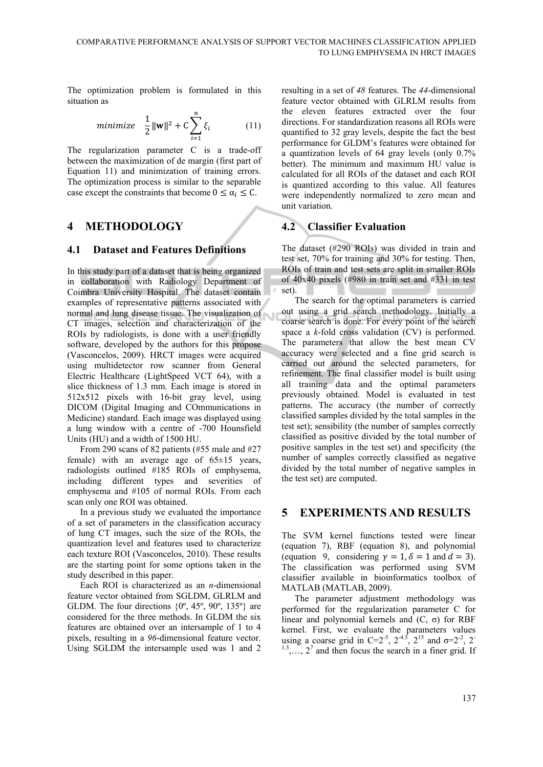The optimization problem is formulated in this situation as

$$minimize \quad \frac{1}{2}\|\mathbf{w}\|^2 + C\sum_{i=1}^{n}\xi_i \qquad (11)$$

The regularization parameter C is a trade-off between the maximization of de margin (first part of Equation 11) and minimization of training errors. The optimization process is similar to the separable case except the constraints that become $0 \leq \alpha_i \leq C$.

# 4 METHODOLOGY

## 4.1 Dataset and Features Definitions

In this study part of a dataset that is being organized in collaboration with Radiology Department of Coimbra University Hospital. The dataset contain examples of representative patterns associated with normal and lung disease tissue. The visualization of CT images, selection and characterization of the ROIs by radiologists, is done with a user friendly software, developed by the authors for this propose (Vasconcelos, 2009). HRCT images were acquired using multidetector row scanner from General Electric Healthcare (LightSpeed VCT 64), with a slice thickness of 1.3 mm. Each image is stored in 512x512 pixels with 16-bit gray level, using DICOM (Digital Imaging and COmmunications in Medicine) standard. Each image was displayed using a lung window with a centre of -700 Hounsfield Units (HU) and a width of 1500 HU.

From 290 scans of 82 patients (#55 male and #27 female) with an average age of 65±15 years, radiologists outlined #185 ROIs of emphysema, including different types and severities of emphysema and #105 of normal ROIs. From each scan only one ROI was obtained.

In a previous study we evaluated the importance of a set of parameters in the classification accuracy of lung CT images, such the size of the ROIs, the quantization level and features used to characterize each texture ROI (Vasconcelos, 2010). These results are the starting point for some options taken in the study described in this paper.

Each ROI is characterized as an *n*-dimensional feature vector obtained from SGLDM, GLRLM and GLDM. The four directions {0º, 45º, 90º, 135º} are considered for the three methods. In GLDM the six features are obtained over an intersample of 1 to 4 pixels, resulting in a *96*-dimensional feature vector. Using SGLDM the intersample used was 1 and 2 resulting in a set of *48* features. The *44*-dimensional feature vector obtained with GLRLM results from the eleven features extracted over the four directions. For standardization reasons all ROIs were quantified to 32 gray levels, despite the fact the best performance for GLDM's features were obtained for a quantization levels of 64 gray levels (only 0.7% better). The minimum and maximum HU value is calculated for all ROIs of the dataset and each ROI is quantized according to this value. All features were independently normalized to zero mean and unit variation.

## 4.2 Classifier Evaluation

The dataset (#290 ROIs) was divided in train and test set, 70% for training and 30% for testing. Then, ROIs of train and test sets are split in smaller ROIs of 40x40 pixels (#980 in train set and #331 in test set).

The search for the optimal parameters is carried out using a grid search methodology. Initially a coarse search is done. For every point of the search space a *k*-fold cross validation (CV) is performed. The parameters that allow the best mean CV accuracy were selected and a fine grid search is carried out around the selected parameters, for refinement. The final classifier model is built using all training data and the optimal parameters previously obtained. Model is evaluated in test patterns. The accuracy (the number of correctly classified samples divided by the total samples in the test set); sensibility (the number of samples correctly classified as positive divided by the total number of positive samples in the test set) and specificity (the number of samples correctly classified as negative divided by the total number of negative samples in the test set) are computed.

# 5 EXPERIMENTS AND RESULTS

The SVM kernel functions tested were linear (equation 7), RBF (equation 8), and polynomial (equation 9, considering $\gamma = 1, \delta = 1$ and $d = 3$). The classification was performed using SVM classifier available in bioinformatics toolbox of MATLAB (MATLAB, 2009).

The parameter adjustment methodology was performed for the regularization parameter C for linear and polynomial kernels and (C, σ) for RBF kernel. First, we evaluate the parameters values using a coarse grid in $C=2^{-5}, 2^{-4.5}, 2^{15}$ and $\sigma=2^{-2}, 2^{-1.5},\ldots, 2^{7}$ and then focus the search in a finer grid. If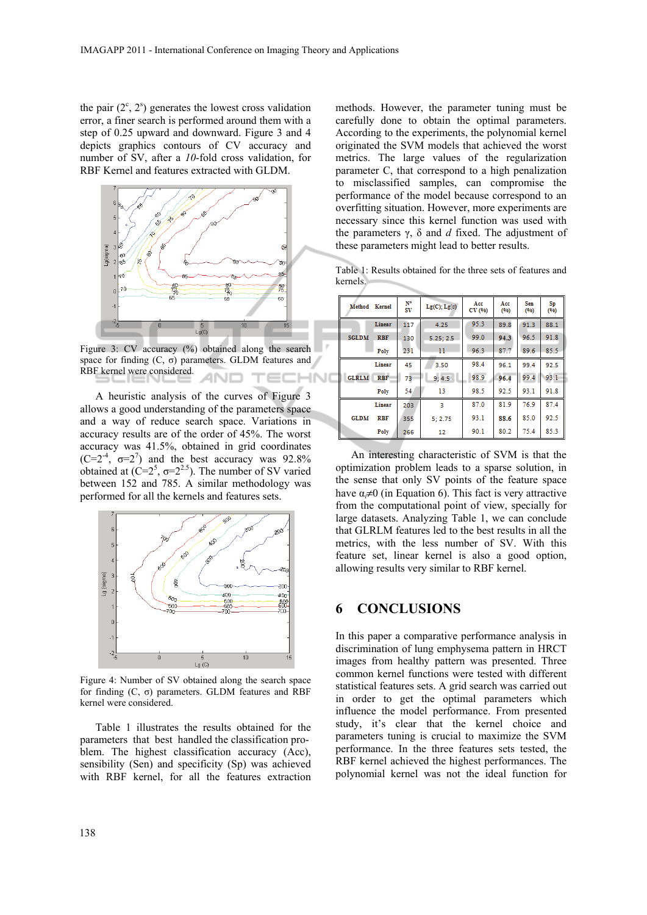the pair ($2^c$, $2^s$) generates the lowest cross validation error, a finer search is performed around them with a step of 0.25 upward and downward. Figure 3 and 4 depicts graphics contours of CV accuracy and number of SV, after a *10*-fold cross validation, for RBF Kernel and features extracted with GLDM.

Figure 3: CV accuracy (%) obtained along the search space for finding (C, σ) parameters. GLDM features and RBF kernel were considered.

A heuristic analysis of the curves of Figure 3 allows a good understanding of the parameters space and a way of reduce search space. Variations in accuracy results are of the order of 45%. The worst accuracy was 41.5%, obtained in grid coordinates ($C=2^{-4}$, $\sigma=2^{7}$) and the best accuracy was 92.8% obtained at ($C=2^{5}$, $\sigma=2^{2.5}$). The number of SV varied between 152 and 785. A similar methodology was performed for all the kernels and features sets.

Figure 4: Number of SV obtained along the search space for finding (C, σ) parameters. GLDM features and RBF kernel were considered.

Table 1 illustrates the results obtained for the parameters that best handled the classification problem. The highest classification accuracy (Acc), sensibility (Sen) and specificity (Sp) was achieved with RBF kernel, for all the features extraction methods. However, the parameter tuning must be carefully done to obtain the optimal parameters. According to the experiments, the polynomial kernel originated the SVM models that achieved the worst metrics. The large values of the regularization parameter C, that correspond to a high penalization to misclassified samples, can compromise the performance of the model because correspond to an overfitting situation. However, more experiments are necessary since this kernel function was used with the parameters γ, δ and *d* fixed. The adjustment of these parameters might lead to better results.

Table 1: Results obtained for the three sets of features and kernels.

| Method | Kernel | Nº SV | Lg(C); Lg(σ) | Acc CV (%) | Acc (%) | Sen (%) | Sp (%) |
|---|---|---|---|---|---|---|---|
| SGLDM | Linear | 117 | 4.25 | 95.3 | 89.8 | 91.3 | 88.1 |
| | RBF | 130 | 5.25; 2.5 | 99.0 | **94.3** | 96.5 | 91.8 |
| | Poly | 231 | 11 | 96.3 | 87.7 | 89.6 | 85.5 |
| GLRLM | Linear | 45 | 3.50 | 98.4 | 96.1 | 99.4 | 92.5 |
| | RBF | 73 | 9; 4.5 | 98.9 | **96.4** | 99.4 | 93.1 |
| | Poly | 54 | 13 | 98.5 | 92.5 | 93.1 | 91.8 |
| GLDM | Linear | 203 | 3 | 87.0 | 81.9 | 76.9 | 87.4 |
| | RBF | 355 | 5; 2.75 | 93.1 | **88.6** | 85.0 | 92.5 |
| | Poly | 266 | 12 | 90.1 | 80.2 | 75.4 | 85.3 |

An interesting characteristic of SVM is that the optimization problem leads to a sparse solution, in the sense that only SV points of the feature space have $\alpha_i \neq 0$ (in Equation 6). This fact is very attractive from the computational point of view, specially for large datasets. Analyzing Table 1, we can conclude that GLRLM features led to the best results in all the metrics, with the less number of SV. With this feature set, linear kernel is also a good option, allowing results very similar to RBF kernel.

## 6 CONCLUSIONS

In this paper a comparative performance analysis in discrimination of lung emphysema pattern in HRCT images from healthy pattern was presented. Three common kernel functions were tested with different statistical features sets. A grid search was carried out in order to get the optimal parameters which influence the model performance. From presented study, it's clear that the kernel choice and parameters tuning is crucial to maximize the SVM performance. In the three features sets tested, the RBF kernel achieved the highest performances. The polynomial kernel was not the ideal function for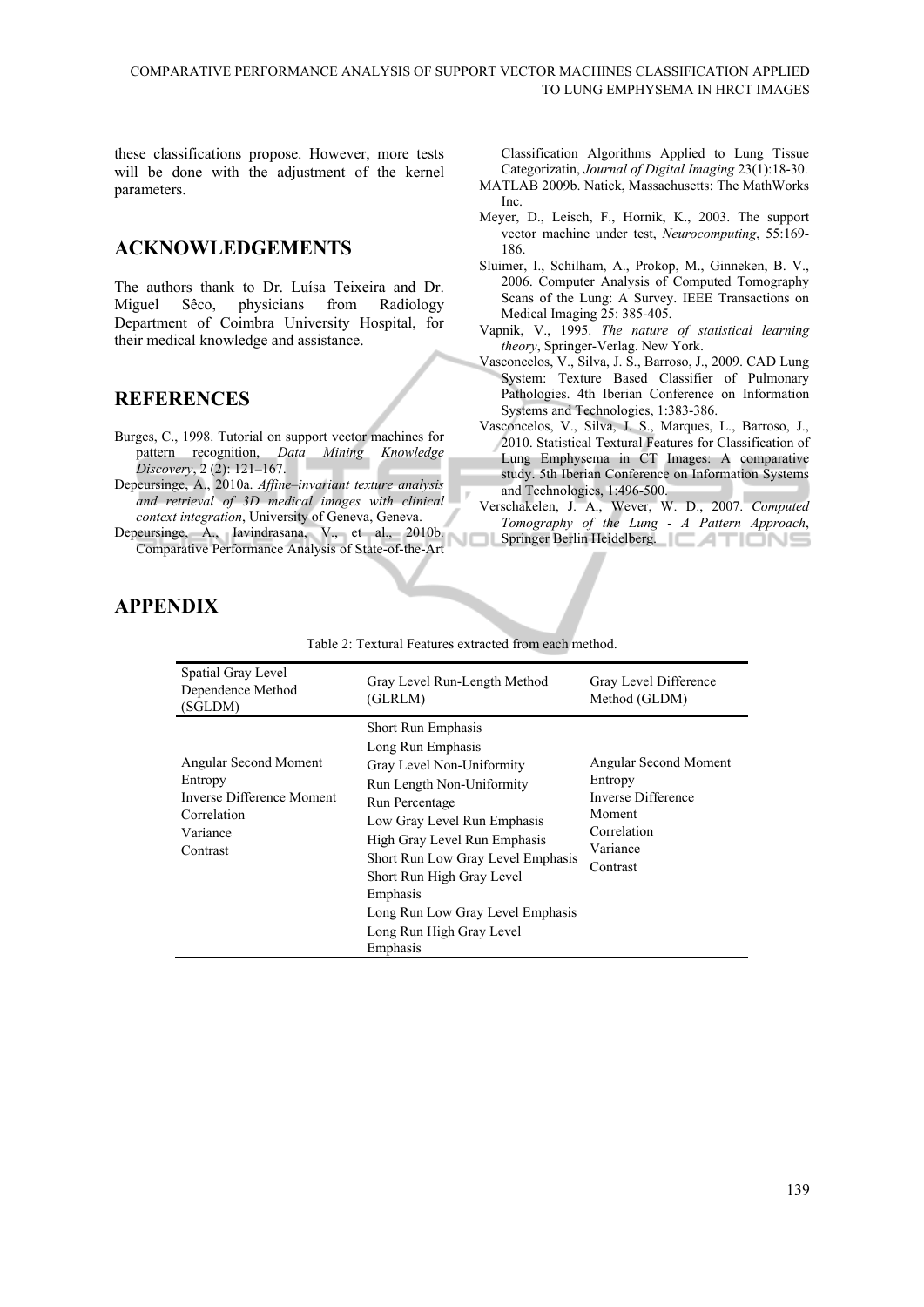these classifications propose. However, more tests will be done with the adjustment of the kernel parameters.

## ACKNOWLEDGEMENTS

The authors thank to Dr. Luísa Teixeira and Dr. Miguel Sêco, physicians from Radiology Department of Coimbra University Hospital, for their medical knowledge and assistance.

## REFERENCES

Burges, C., 1998. Tutorial on support vector machines for pattern recognition, *Data Mining Knowledge Discovery*, 2 (2): 121–167.

Depeursinge, A., 2010a. *Affine–invariant texture analysis and retrieval of 3D medical images with clinical context integration*, University of Geneva, Geneva.

Depeursinge, A., Iavindrasana, V., et al., 2010b. Comparative Performance Analysis of State-of-the-Art Classification Algorithms Applied to Lung Tissue Categorizatin, *Journal of Digital Imaging* 23(1):18-30.

MATLAB 2009b. Natick, Massachusetts: The MathWorks Inc.

Meyer, D., Leisch, F., Hornik, K., 2003. The support vector machine under test, *Neurocomputing*, 55:169-186.

Sluimer, I., Schilham, A., Prokop, M., Ginneken, B. V., 2006. Computer Analysis of Computed Tomography Scans of the Lung: A Survey. IEEE Transactions on Medical Imaging 25: 385-405.

Vapnik, V., 1995. *The nature of statistical learning theory*, Springer-Verlag. New York.

Vasconcelos, V., Silva, J. S., Barroso, J., 2009. CAD Lung System: Texture Based Classifier of Pulmonary Pathologies. 4th Iberian Conference on Information Systems and Technologies, 1:383-386.

Vasconcelos, V., Silva, J. S., Marques, L., Barroso, J., 2010. Statistical Textural Features for Classification of Lung Emphysema in CT Images: A comparative study. 5th Iberian Conference on Information Systems and Technologies, 1:496-500.

Verschakelen, J. A., Wever, W. D., 2007. *Computed Tomography of the Lung - A Pattern Approach*, Springer Berlin Heidelberg.

## APPENDIX

Table 2: Textural Features extracted from each method.

| Spatial Gray Level Dependence Method (SGLDM) | Gray Level Run-Length Method (GLRLM) | Gray Level Difference Method (GLDM) |
|---|---|---|
| Angular Second Moment<br>Entropy<br>Inverse Difference Moment<br>Correlation<br>Variance<br>Contrast | Short Run Emphasis<br>Long Run Emphasis<br>Gray Level Non-Uniformity<br>Run Length Non-Uniformity<br>Run Percentage<br>Low Gray Level Run Emphasis<br>High Gray Level Run Emphasis<br>Short Run Low Gray Level Emphasis<br>Short Run High Gray Level Emphasis<br>Long Run Low Gray Level Emphasis<br>Long Run High Gray Level Emphasis | Angular Second Moment<br>Entropy<br>Inverse Difference Moment<br>Correlation<br>Variance<br>Contrast |